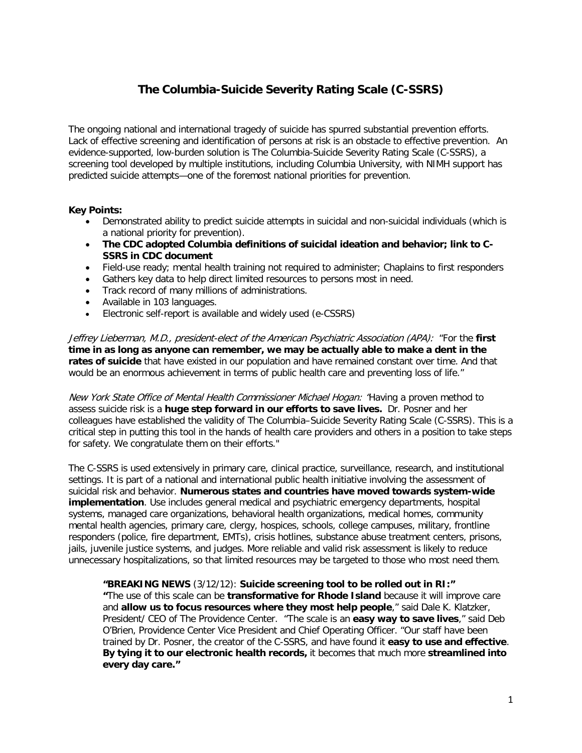# The Columbia-Suicide Severity Rating Scale (C-SSRS)

The ongoing national and international tragedy of suicide has spurred substantial prevention efforts. Lack of effective screening and identification of persons at risk is an obstacle to effective prevention. An evidence-supported, low-burden solution is The Columbia-Suicide Severity Rating Scale (C-SSRS), a screening tool developed by multiple institutions, including Columbia University, with NIMH support has predicted suicide attempts—one of the foremost national priorities for prevention.

**Key Points:**

- Demonstrated ability to predict suicide attempts in suicidal and non-suicidal individuals (which is a national priority for prevention).
- **The CDC adopted Columbia definitions of suicidal ideation and behavior; link to C-SSRS in CDC document**
- Field-use ready; mental health training not required to administer; Chaplains to first responders
- Gathers key data to help direct limited resources to persons most in need.
- Track record of many millions of administrations.
- Available in 103 languages.
- Electronic self-report is available and widely used (e-CSSRS)

*Jeffrey Lieberman, M.D., president-elect of the American Psychiatric Association (APA):* "For the **first time in as long as anyone can remember, we may be actually able to make a dent in the rates of suicide** that have existed in our population and have remained constant over time. And that would be an enormous achievement in terms of public health care and preventing loss of life."

*New York State Office of Mental Health Commissioner Michael Hogan:* "Having a proven method to assess suicide risk is a **huge step forward in our efforts to save lives.** Dr. Posner and her colleagues have established the validity of The Columbia–Suicide Severity Rating Scale (C-SSRS). This is a critical step in putting this tool in the hands of health care providers and others in a position to take steps for safety. We congratulate them on their efforts."

The C-SSRS is used extensively in primary care, clinical practice, surveillance, research, and institutional settings. It is part of a national and international public health initiative involving the assessment of suicidal risk and behavior. **Numerous states and countries have moved towards system-wide implementation**. Use includes general medical and psychiatric emergency departments, hospital systems, managed care organizations, behavioral health organizations, medical homes, community mental health agencies, primary care, clergy, hospices, schools, college campuses, military, frontline responders (police, fire department, EMTs), crisis hotlines, substance abuse treatment centers, prisons, jails, juvenile justice systems, and judges. More reliable and valid risk assessment is likely to reduce unnecessary hospitalizations, so that limited resources may be targeted to those who most need them.

> **"BREAKING NEWS** (3/12/12): **Suicide screening tool to be rolled out in RI:"**
> **"**The use of this scale can be **transformative for Rhode Island** because it will improve care and **allow us to focus resources where they most help people**," said Dale K. Klatzker, President/ CEO of The Providence Center. "The scale is an **easy way to save lives**," said Deb O'Brien, Providence Center Vice President and Chief Operating Officer. "Our staff have been trained by Dr. Posner, the creator of the C-SSRS, and have found it **easy to use and effective**. **By tying it to our electronic health records,** it becomes that much more **streamlined into every day care."**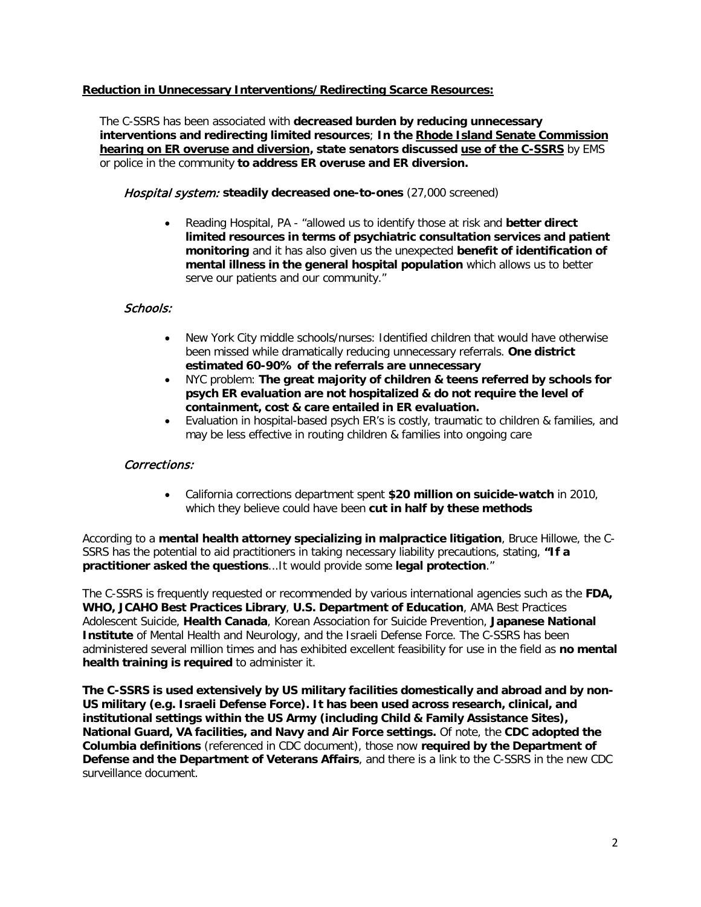**Reduction in Unnecessary Interventions/Redirecting Scarce Resources:**

The C-SSRS has been associated with **decreased burden by reducing unnecessary interventions and redirecting limited resources**; **In the Rhode Island Senate Commission hearing on ER overuse and diversion, state senators discussed use of the C-SSRS** by EMS or police in the community **to address ER overuse and ER diversion.**

*Hospital system:* **steadily decreased one-to-ones** (27,000 screened)

- Reading Hospital, PA - "allowed us to identify those at risk and **better direct limited resources in terms of psychiatric consultation services and patient monitoring** and it has also given us the unexpected **benefit of identification of mental illness in the general hospital population** which allows us to better serve our patients and our community."

*Schools:*

- New York City middle schools/nurses: Identified children that would have otherwise been missed while dramatically reducing unnecessary referrals. **One district estimated 60-90% of the referrals are unnecessary**
- NYC problem: **The great majority of children & teens referred by schools for psych ER evaluation are not hospitalized & do not require the level of containment, cost & care entailed in ER evaluation.**
- Evaluation in hospital-based psych ER's is costly, traumatic to children & families, and may be less effective in routing children & families into ongoing care

*Corrections:*

- California corrections department spent **$20 million on suicide-watch** in 2010, which they believe could have been **cut in half by these methods**

According to a **mental health attorney specializing in malpractice litigation**, Bruce Hillowe, the C-SSRS has the potential to aid practitioners in taking necessary liability precautions, stating, **"If a practitioner asked the questions**...It would provide some **legal protection**."

The C-SSRS is frequently requested or recommended by various international agencies such as the **FDA, WHO, JCAHO Best Practices Library**, **U.S. Department of Education**, AMA Best Practices Adolescent Suicide, **Health Canada**, Korean Association for Suicide Prevention, **Japanese National Institute** of Mental Health and Neurology, and the Israeli Defense Force. The C-SSRS has been administered several million times and has exhibited excellent feasibility for use in the field as **no mental health training is required** to administer it.

**The C-SSRS is used extensively by US military facilities domestically and abroad and by non-US military (e.g. Israeli Defense Force). It has been used across research, clinical, and institutional settings within the US Army (including Child & Family Assistance Sites), National Guard, VA facilities, and Navy and Air Force settings.** Of note, the **CDC adopted the Columbia definitions** (referenced in CDC document), those now **required by the Department of Defense and the Department of Veterans Affairs**, and there is a link to the C-SSRS in the new CDC surveillance document.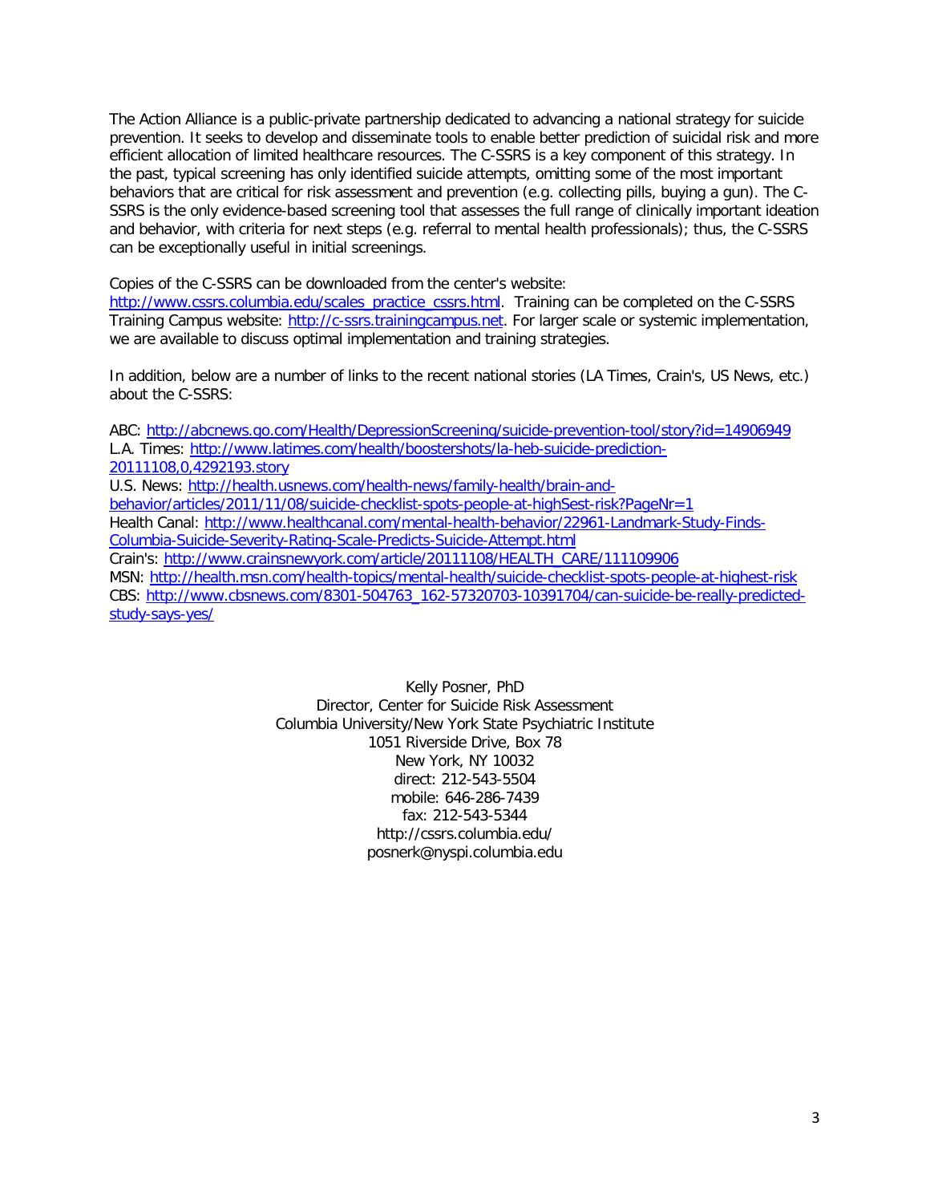The Action Alliance is a public-private partnership dedicated to advancing a national strategy for suicide prevention. It seeks to develop and disseminate tools to enable better prediction of suicidal risk and more efficient allocation of limited healthcare resources. The C-SSRS is a key component of this strategy. In the past, typical screening has only identified suicide attempts, omitting some of the most important behaviors that are critical for risk assessment and prevention (e.g. collecting pills, buying a gun). The C-SSRS is the only evidence-based screening tool that assesses the full range of clinically important ideation and behavior, with criteria for next steps (e.g. referral to mental health professionals); thus, the C-SSRS can be exceptionally useful in initial screenings.

Copies of the C-SSRS can be downloaded from the center's website: http://www.cssrs.columbia.edu/scales_practice_cssrs.html. Training can be completed on the C-SSRS Training Campus website: http://c-ssrs.trainingcampus.net. For larger scale or systemic implementation, we are available to discuss optimal implementation and training strategies.

In addition, below are a number of links to the recent national stories (LA Times, Crain's, US News, etc.) about the C-SSRS:

ABC: http://abcnews.go.com/Health/DepressionScreening/suicide-prevention-tool/story?id=14906949
L.A. Times: http://www.latimes.com/health/boostershots/la-heb-suicide-prediction-20111108,0,4292193.story
U.S. News: http://health.usnews.com/health-news/family-health/brain-and-behavior/articles/2011/11/08/suicide-checklist-spots-people-at-highSest-risk?PageNr=1
Health Canal: http://www.healthcanal.com/mental-health-behavior/22961-Landmark-Study-Finds-Columbia-Suicide-Severity-Rating-Scale-Predicts-Suicide-Attempt.html
Crain's: http://www.crainsnewyork.com/article/20111108/HEALTH_CARE/111109906
MSN: http://health.msn.com/health-topics/mental-health/suicide-checklist-spots-people-at-highest-risk
CBS: http://www.cbsnews.com/8301-504763_162-57320703-10391704/can-suicide-be-really-predicted-study-says-yes/

Kelly Posner, PhD
Director, Center for Suicide Risk Assessment
Columbia University/New York State Psychiatric Institute
1051 Riverside Drive, Box 78
New York, NY 10032
direct: 212-543-5504
mobile: 646-286-7439
fax: 212-543-5344
http://cssrs.columbia.edu/
posnerk@nyspi.columbia.edu